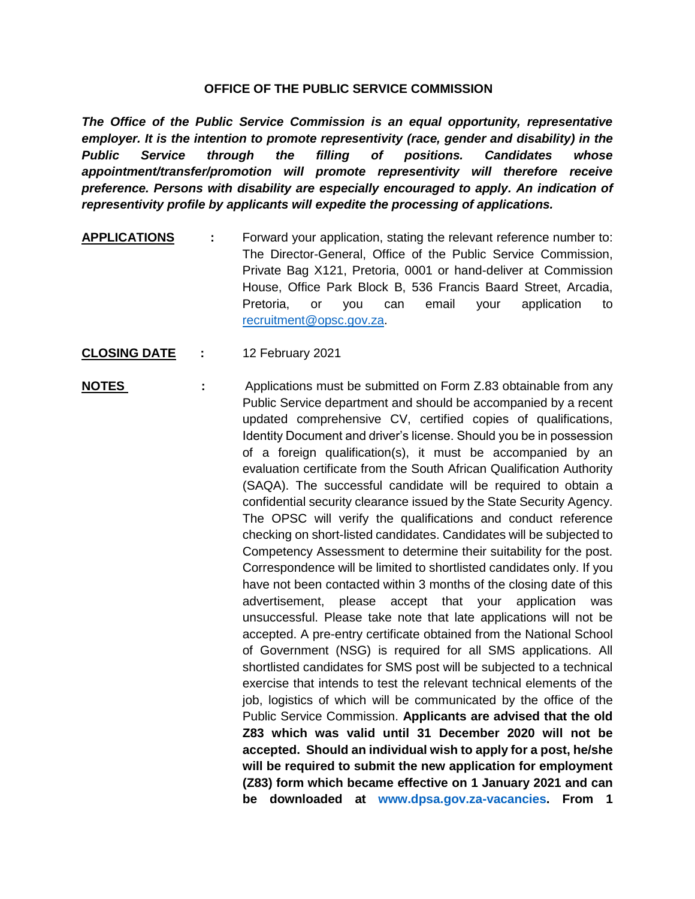# OFFICE OF THE PUBLIC SERVICE COMMISSION

***The Office of the Public Service Commission is an equal opportunity, representative employer. It is the intention to promote representivity (race, gender and disability) in the Public Service through the filling of positions. Candidates whose appointment/transfer/promotion will promote representivity will therefore receive preference. Persons with disability are especially encouraged to apply. An indication of representivity profile by applicants will expedite the processing of applications.***

**APPLICATIONS** : Forward your application, stating the relevant reference number to: The Director-General, Office of the Public Service Commission, Private Bag X121, Pretoria, 0001 or hand-deliver at Commission House, Office Park Block B, 536 Francis Baard Street, Arcadia, Pretoria, or you can email your application to recruitment@opsc.gov.za.

**CLOSING DATE** : 12 February 2021

**NOTES** : Applications must be submitted on Form Z.83 obtainable from any Public Service department and should be accompanied by a recent updated comprehensive CV, certified copies of qualifications, Identity Document and driver's license. Should you be in possession of a foreign qualification(s), it must be accompanied by an evaluation certificate from the South African Qualification Authority (SAQA). The successful candidate will be required to obtain a confidential security clearance issued by the State Security Agency. The OPSC will verify the qualifications and conduct reference checking on short-listed candidates. Candidates will be subjected to Competency Assessment to determine their suitability for the post. Correspondence will be limited to shortlisted candidates only. If you have not been contacted within 3 months of the closing date of this advertisement, please accept that your application was unsuccessful. Please take note that late applications will not be accepted. A pre-entry certificate obtained from the National School of Government (NSG) is required for all SMS applications. All shortlisted candidates for SMS post will be subjected to a technical exercise that intends to test the relevant technical elements of the job, logistics of which will be communicated by the office of the Public Service Commission. **Applicants are advised that the old Z83 which was valid until 31 December 2020 will not be accepted. Should an individual wish to apply for a post, he/she will be required to submit the new application for employment (Z83) form which became effective on 1 January 2021 and can be downloaded at www.dpsa.gov.za-vacancies. From 1**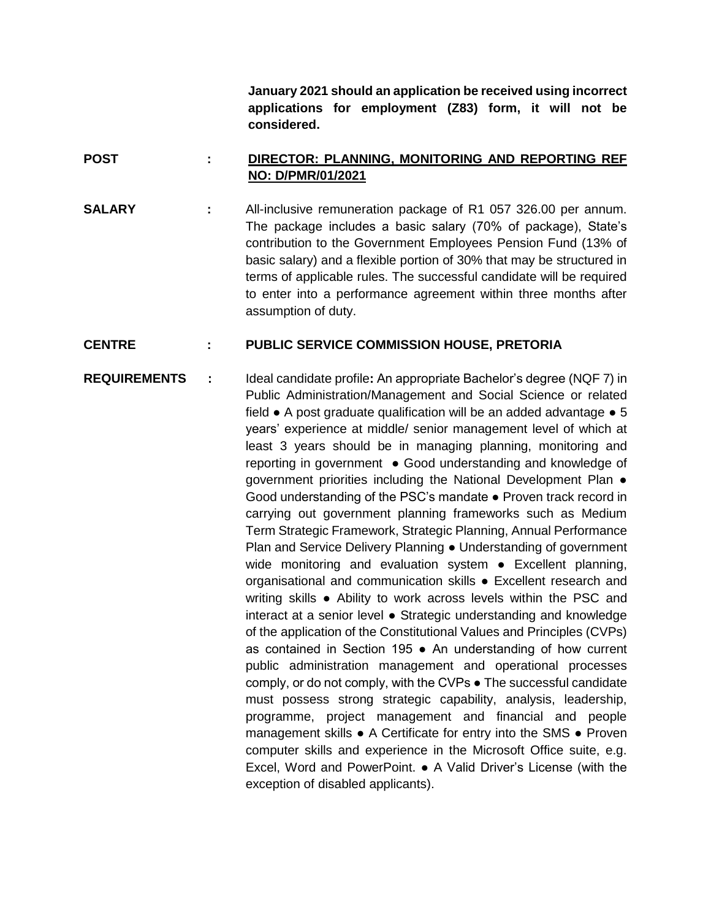**January 2021 should an application be received using incorrect applications for employment (Z83) form, it will not be considered.**

**POST** : **DIRECTOR: PLANNING, MONITORING AND REPORTING REF NO: D/PMR/01/2021**

**SALARY** : All-inclusive remuneration package of R1 057 326.00 per annum. The package includes a basic salary (70% of package), State's contribution to the Government Employees Pension Fund (13% of basic salary) and a flexible portion of 30% that may be structured in terms of applicable rules. The successful candidate will be required to enter into a performance agreement within three months after assumption of duty.

**CENTRE** : **PUBLIC SERVICE COMMISSION HOUSE, PRETORIA**

**REQUIREMENTS** : Ideal candidate profile**:** An appropriate Bachelor's degree (NQF 7) in Public Administration/Management and Social Science or related field ● A post graduate qualification will be an added advantage ● 5 years' experience at middle/ senior management level of which at least 3 years should be in managing planning, monitoring and reporting in government ● Good understanding and knowledge of government priorities including the National Development Plan ● Good understanding of the PSC's mandate ● Proven track record in carrying out government planning frameworks such as Medium Term Strategic Framework, Strategic Planning, Annual Performance Plan and Service Delivery Planning ● Understanding of government wide monitoring and evaluation system ● Excellent planning, organisational and communication skills ● Excellent research and writing skills ● Ability to work across levels within the PSC and interact at a senior level ● Strategic understanding and knowledge of the application of the Constitutional Values and Principles (CVPs) as contained in Section 195 ● An understanding of how current public administration management and operational processes comply, or do not comply, with the CVPs ● The successful candidate must possess strong strategic capability, analysis, leadership, programme, project management and financial and people management skills ● A Certificate for entry into the SMS ● Proven computer skills and experience in the Microsoft Office suite, e.g. Excel, Word and PowerPoint. ● A Valid Driver's License (with the exception of disabled applicants).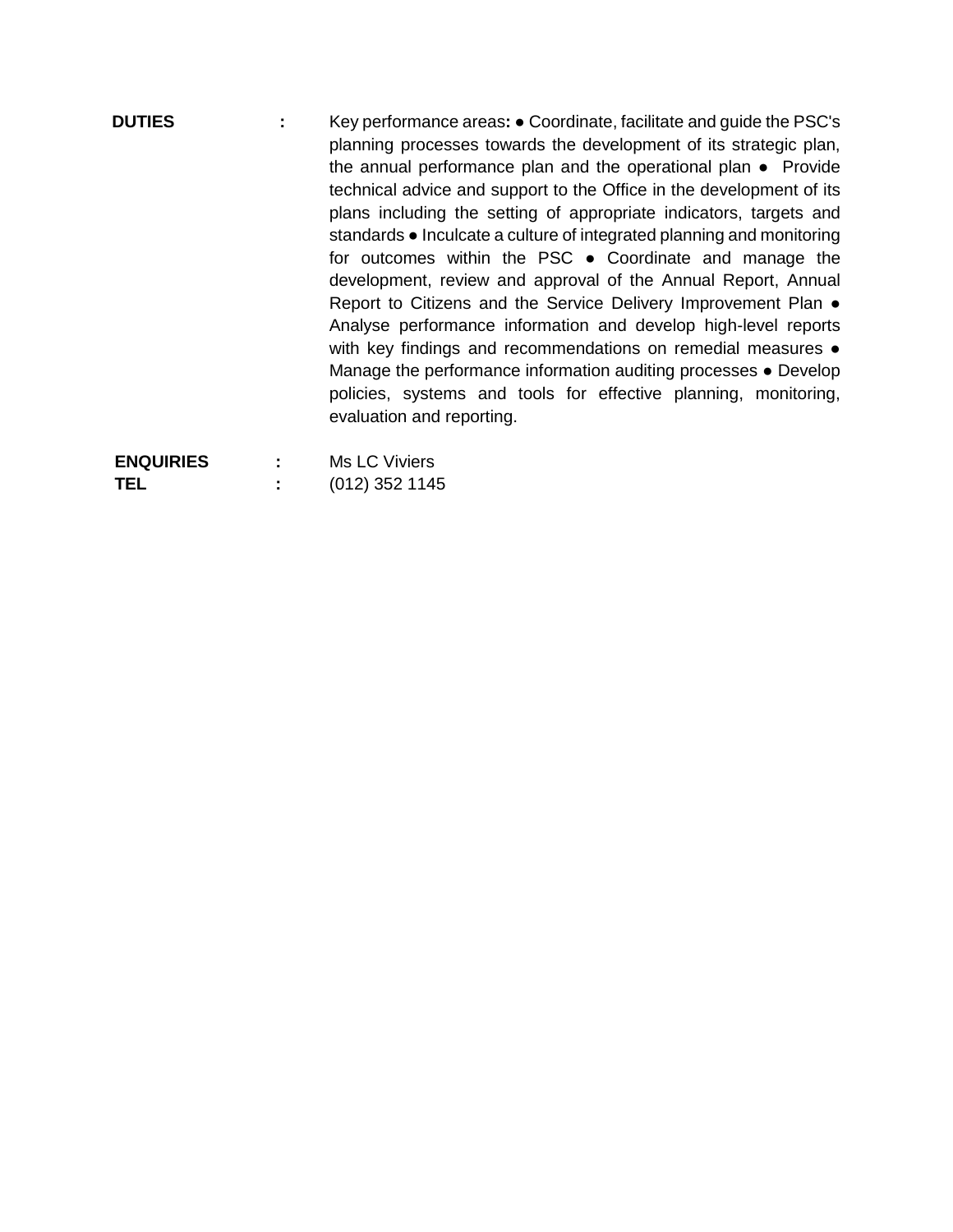**DUTIES** : Key performance areas**:** ● Coordinate, facilitate and guide the PSC's planning processes towards the development of its strategic plan, the annual performance plan and the operational plan ● Provide technical advice and support to the Office in the development of its plans including the setting of appropriate indicators, targets and standards ● Inculcate a culture of integrated planning and monitoring for outcomes within the PSC ● Coordinate and manage the development, review and approval of the Annual Report, Annual Report to Citizens and the Service Delivery Improvement Plan ● Analyse performance information and develop high-level reports with key findings and recommendations on remedial measures ● Manage the performance information auditing processes ● Develop policies, systems and tools for effective planning, monitoring, evaluation and reporting.

**ENQUIRIES** : Ms LC Viviers
**TEL** : (012) 352 1145